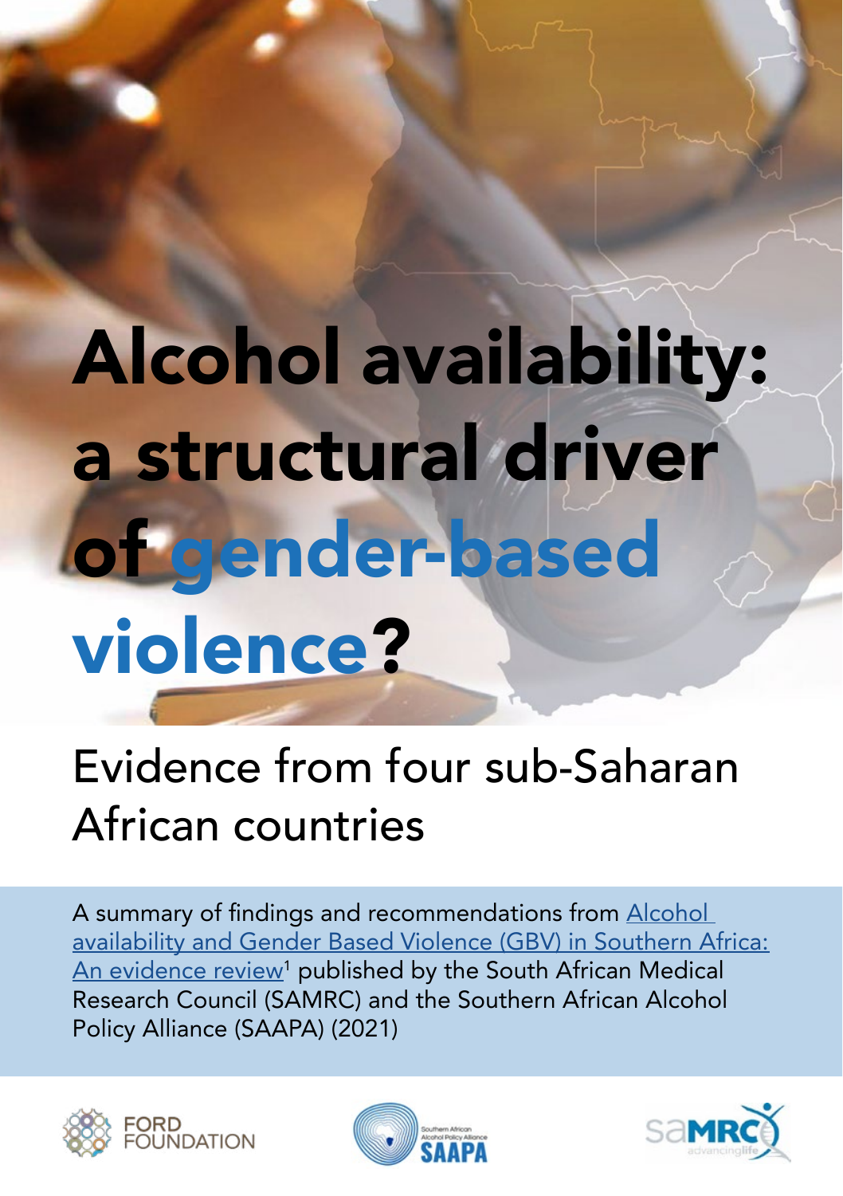# Alcohol availability: a structural driver of gender-based violence?

## Evidence from four sub-Saharan African countries

A summary of findings and recommendations from [Alcohol availability and Gender Based Violence (GBV) in Southern Africa: An evidence review][1] published by the South African Medical Research Council (SAMRC) and the Southern African Alcohol Policy Alliance (SAAPA) (2021)

FORD FOUNDATION

Southern African Alcohol Policy Alliance SAAPA

saMRC advancinglife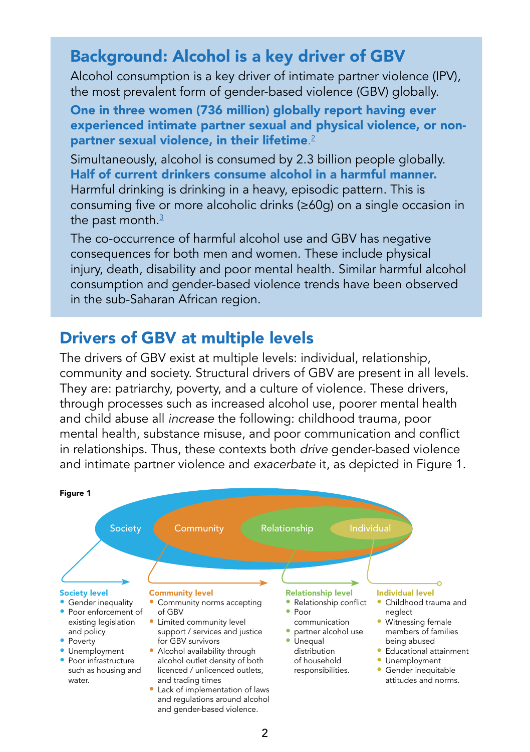## Background: Alcohol is a key driver of GBV

Alcohol consumption is a key driver of intimate partner violence (IPV), the most prevalent form of gender-based violence (GBV) globally.

**One in three women (736 million) globally report having ever experienced intimate partner sexual and physical violence, or non-partner sexual violence, in their lifetime**.[2]

Simultaneously, alcohol is consumed by 2.3 billion people globally. **Half of current drinkers consume alcohol in a harmful manner.** Harmful drinking is drinking in a heavy, episodic pattern. This is consuming five or more alcoholic drinks (≥60g) on a single occasion in the past month.[3]

The co-occurrence of harmful alcohol use and GBV has negative consequences for both men and women. These include physical injury, death, disability and poor mental health. Similar harmful alcohol consumption and gender-based violence trends have been observed in the sub-Saharan African region.

## Drivers of GBV at multiple levels

The drivers of GBV exist at multiple levels: individual, relationship, community and society. Structural drivers of GBV are present in all levels. They are: patriarchy, poverty, and a culture of violence. These drivers, through processes such as increased alcohol use, poorer mental health and child abuse all *increase* the following: childhood trauma, poor mental health, substance misuse, and poor communication and conflict in relationships. Thus, these contexts both *drive* gender-based violence and intimate partner violence and *exacerbate* it, as depicted in Figure 1.

**Figure 1**

Society | Community | Relationship | Individual

**Society level**
- Gender inequality
- Poor enforcement of existing legislation and policy
- Poverty
- Unemployment
- Poor infrastructure such as housing and water.

**Community level**
- Community norms accepting of GBV
- Limited community level support / services and justice for GBV survivors
- Alcohol availability through alcohol outlet density of both licenced / unlicenced outlets, and trading times
- Lack of implementation of laws and regulations around alcohol and gender-based violence.

**Relationship level**
- Relationship conflict
- Poor communication
- partner alcohol use
- Unequal distribution of household responsibilities.

**Individual level**
- Childhood trauma and neglect
- Witnessing female members of families being abused
- Educational attainment
- Unemployment
- Gender inequitable attitudes and norms.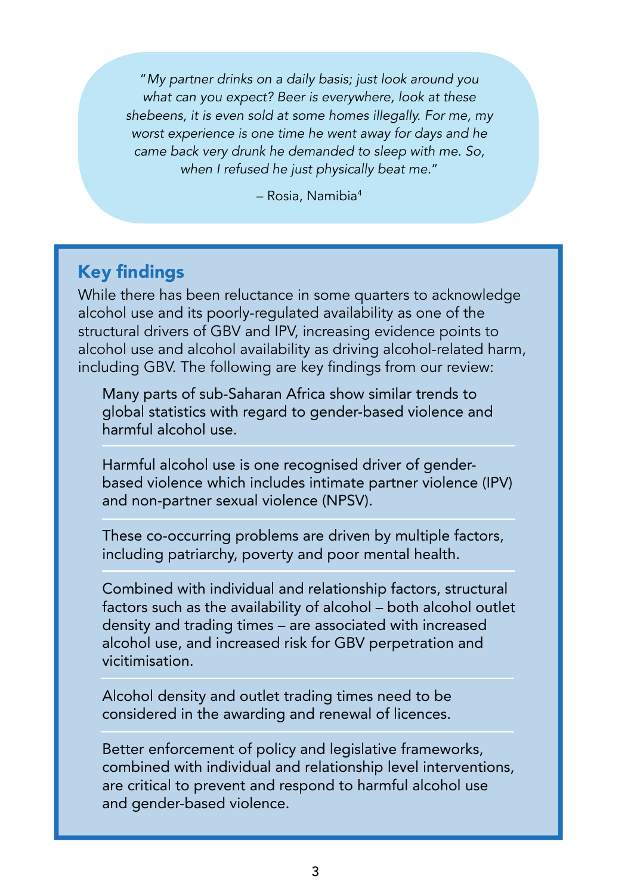> *"My partner drinks on a daily basis; just look around you what can you expect? Beer is everywhere, look at these shebeens, it is even sold at some homes illegally. For me, my worst experience is one time he went away for days and he came back very drunk he demanded to sleep with me. So, when I refused he just physically beat me."*
>
> – Rosia, Namibia[4]

## Key findings

While there has been reluctance in some quarters to acknowledge alcohol use and its poorly-regulated availability as one of the structural drivers of GBV and IPV, increasing evidence points to alcohol use and alcohol availability as driving alcohol-related harm, including GBV. The following are key findings from our review:

- Many parts of sub-Saharan Africa show similar trends to global statistics with regard to gender-based violence and harmful alcohol use.
- Harmful alcohol use is one recognised driver of gender-based violence which includes intimate partner violence (IPV) and non-partner sexual violence (NPSV).
- These co-occurring problems are driven by multiple factors, including patriarchy, poverty and poor mental health.
- Combined with individual and relationship factors, structural factors such as the availability of alcohol – both alcohol outlet density and trading times – are associated with increased alcohol use, and increased risk for GBV perpetration and vicitimisation.
- Alcohol density and outlet trading times need to be considered in the awarding and renewal of licences.
- Better enforcement of policy and legislative frameworks, combined with individual and relationship level interventions, are critical to prevent and respond to harmful alcohol use and gender-based violence.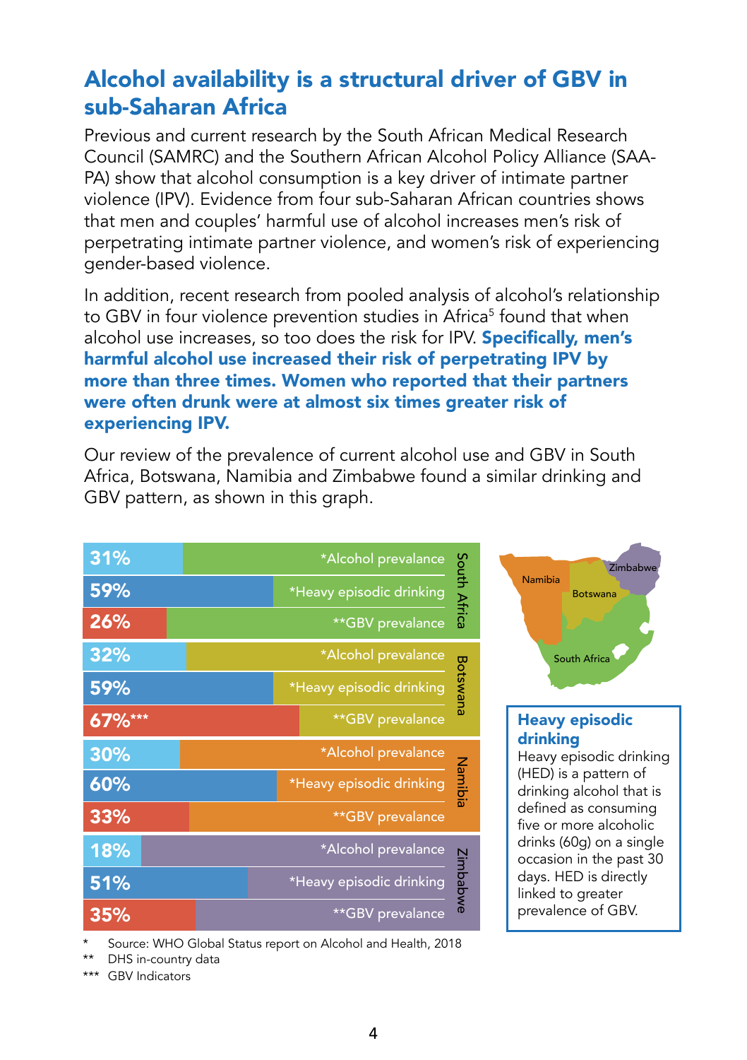## Alcohol availability is a structural driver of GBV in sub-Saharan Africa

Previous and current research by the South African Medical Research Council (SAMRC) and the Southern African Alcohol Policy Alliance (SAA-PA) show that alcohol consumption is a key driver of intimate partner violence (IPV). Evidence from four sub-Saharan African countries shows that men and couples' harmful use of alcohol increases men's risk of perpetrating intimate partner violence, and women's risk of experiencing gender-based violence.

In addition, recent research from pooled analysis of alcohol's relationship to GBV in four violence prevention studies in Africa[5] found that when alcohol use increases, so too does the risk for IPV. **Specifically, men's harmful alcohol use increased their risk of perpetrating IPV by more than three times. Women who reported that their partners were often drunk were at almost six times greater risk of experiencing IPV.**

Our review of the prevalence of current alcohol use and GBV in South Africa, Botswana, Namibia and Zimbabwe found a similar drinking and GBV pattern, as shown in this graph.

| Country | Indicator | Value |
|---|---|---|
| South Africa | *Alcohol prevalance | 31% |
| | *Heavy episodic drinking | 59% |
| | **GBV prevalence | 26% |
| Botswana | *Alcohol prevalance | 32% |
| | *Heavy episodic drinking | 59% |
| | **GBV prevalence | 67%*** |
| Namibia | *Alcohol prevalance | 30% |
| | *Heavy episodic drinking | 60% |
| | **GBV prevalence | 33% |
| Zimbabwe | *Alcohol prevalance | 18% |
| | *Heavy episodic drinking | 51% |
| | **GBV prevalence | 35% |

Namibia, Botswana, Zimbabwe, South Africa

\* Source: WHO Global Status report on Alcohol and Health, 2018

\** DHS in-country data

\*** GBV Indicators

### Heavy episodic drinking

Heavy episodic drinking (HED) is a pattern of drinking alcohol that is defined as consuming five or more alcoholic drinks (60g) on a single occasion in the past 30 days. HED is directly linked to greater prevalence of GBV.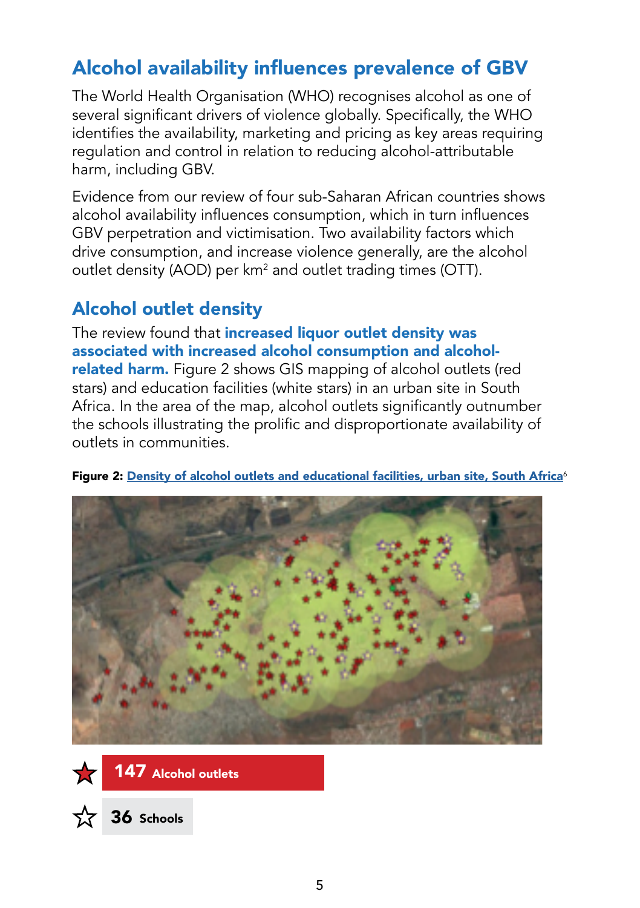## Alcohol availability influences prevalence of GBV

The World Health Organisation (WHO) recognises alcohol as one of several significant drivers of violence globally. Specifically, the WHO identifies the availability, marketing and pricing as key areas requiring regulation and control in relation to reducing alcohol-attributable harm, including GBV.

Evidence from our review of four sub-Saharan African countries shows alcohol availability influences consumption, which in turn influences GBV perpetration and victimisation. Two availability factors which drive consumption, and increase violence generally, are the alcohol outlet density (AOD) per km$^2$ and outlet trading times (OTT).

## Alcohol outlet density

The review found that **increased liquor outlet density was associated with increased alcohol consumption and alcohol-related harm.** Figure 2 shows GIS mapping of alcohol outlets (red stars) and education facilities (white stars) in an urban site in South Africa. In the area of the map, alcohol outlets significantly outnumber the schools illustrating the prolific and disproportionate availability of outlets in communities.

**Figure 2:** Density of alcohol outlets and educational facilities, urban site, South Africa[6]

147 Alcohol outlets

36 Schools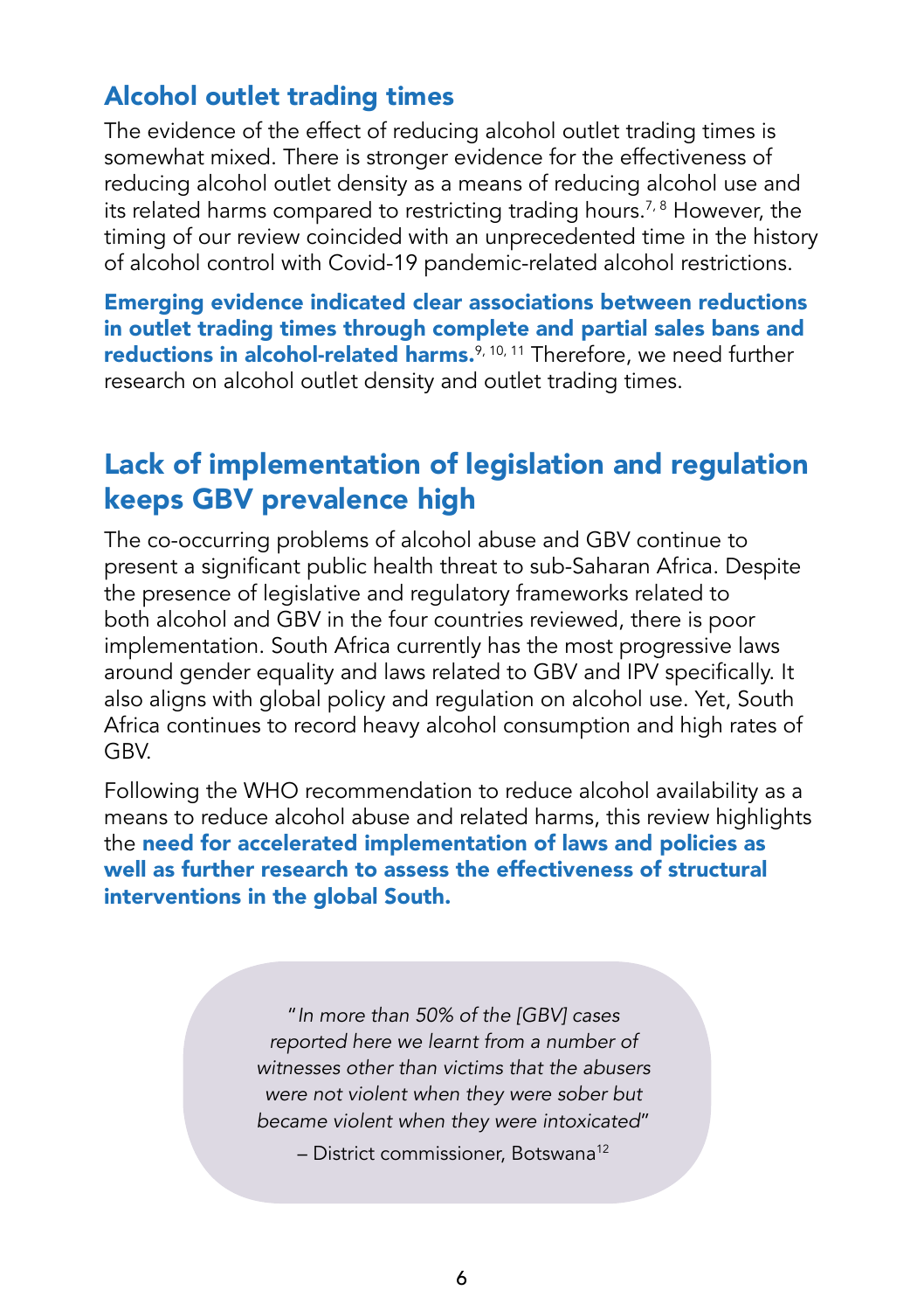## Alcohol outlet trading times

The evidence of the effect of reducing alcohol outlet trading times is somewhat mixed. There is stronger evidence for the effectiveness of reducing alcohol outlet density as a means of reducing alcohol use and its related harms compared to restricting trading hours.[7, 8] However, the timing of our review coincided with an unprecedented time in the history of alcohol control with Covid-19 pandemic-related alcohol restrictions.

**Emerging evidence indicated clear associations between reductions in outlet trading times through complete and partial sales bans and reductions in alcohol-related harms.**[9, 10, 11] Therefore, we need further research on alcohol outlet density and outlet trading times.

## Lack of implementation of legislation and regulation keeps GBV prevalence high

The co-occurring problems of alcohol abuse and GBV continue to present a significant public health threat to sub-Saharan Africa. Despite the presence of legislative and regulatory frameworks related to both alcohol and GBV in the four countries reviewed, there is poor implementation. South Africa currently has the most progressive laws around gender equality and laws related to GBV and IPV specifically. It also aligns with global policy and regulation on alcohol use. Yet, South Africa continues to record heavy alcohol consumption and high rates of GBV.

Following the WHO recommendation to reduce alcohol availability as a means to reduce alcohol abuse and related harms, this review highlights the **need for accelerated implementation of laws and policies as well as further research to assess the effectiveness of structural interventions in the global South.**

> "*In more than 50% of the [GBV] cases reported here we learnt from a number of witnesses other than victims that the abusers were not violent when they were sober but became violent when they were intoxicated*"
>
> – District commissioner, Botswana[12]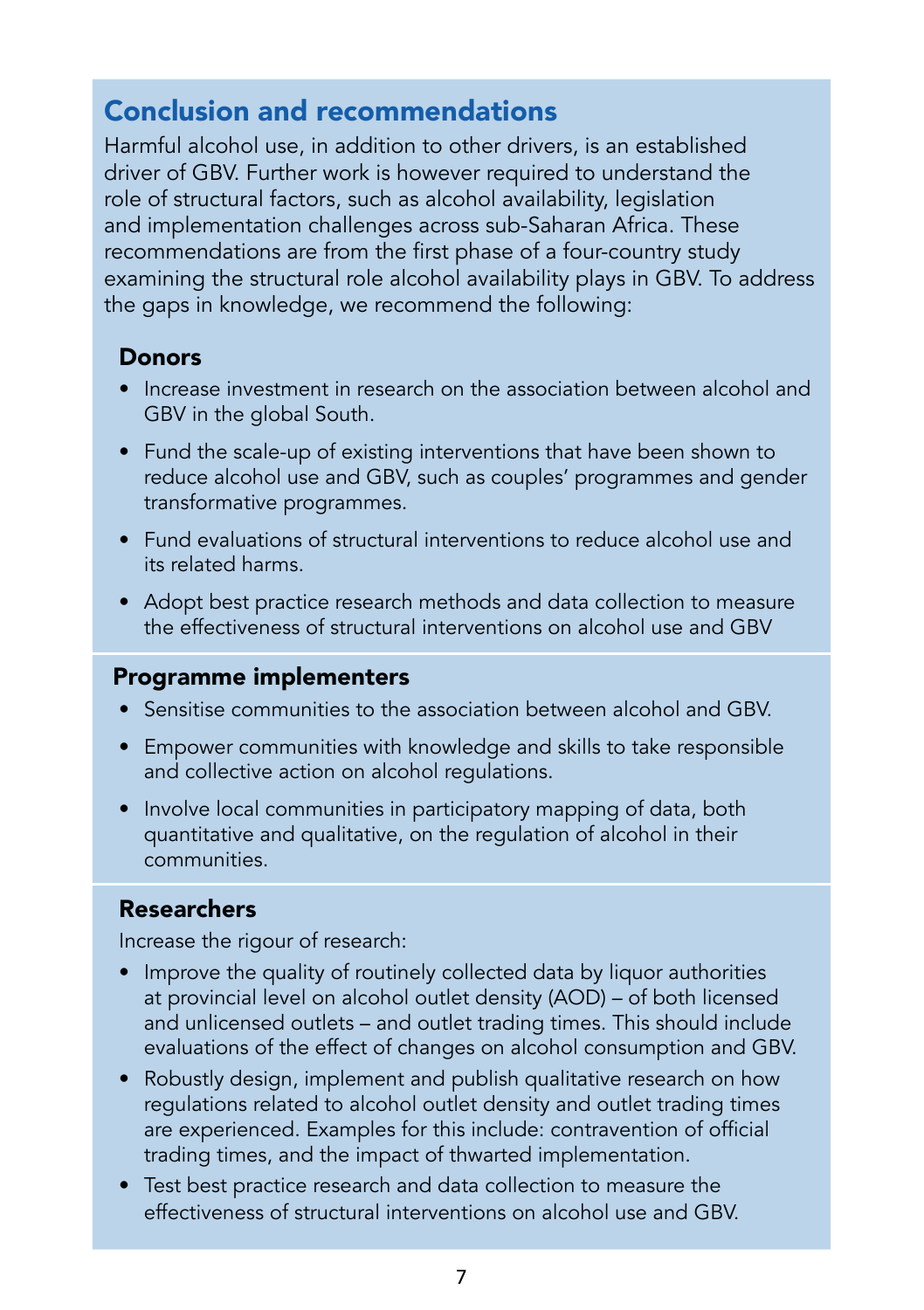## Conclusion and recommendations

Harmful alcohol use, in addition to other drivers, is an established driver of GBV. Further work is however required to understand the role of structural factors, such as alcohol availability, legislation and implementation challenges across sub-Saharan Africa. These recommendations are from the first phase of a four-country study examining the structural role alcohol availability plays in GBV. To address the gaps in knowledge, we recommend the following:

### Donors

- Increase investment in research on the association between alcohol and GBV in the global South.
- Fund the scale-up of existing interventions that have been shown to reduce alcohol use and GBV, such as couples' programmes and gender transformative programmes.
- Fund evaluations of structural interventions to reduce alcohol use and its related harms.
- Adopt best practice research methods and data collection to measure the effectiveness of structural interventions on alcohol use and GBV

### Programme implementers

- Sensitise communities to the association between alcohol and GBV.
- Empower communities with knowledge and skills to take responsible and collective action on alcohol regulations.
- Involve local communities in participatory mapping of data, both quantitative and qualitative, on the regulation of alcohol in their communities.

### Researchers

Increase the rigour of research:

- Improve the quality of routinely collected data by liquor authorities at provincial level on alcohol outlet density (AOD) – of both licensed and unlicensed outlets – and outlet trading times. This should include evaluations of the effect of changes on alcohol consumption and GBV.
- Robustly design, implement and publish qualitative research on how regulations related to alcohol outlet density and outlet trading times are experienced. Examples for this include: contravention of official trading times, and the impact of thwarted implementation.
- Test best practice research and data collection to measure the effectiveness of structural interventions on alcohol use and GBV.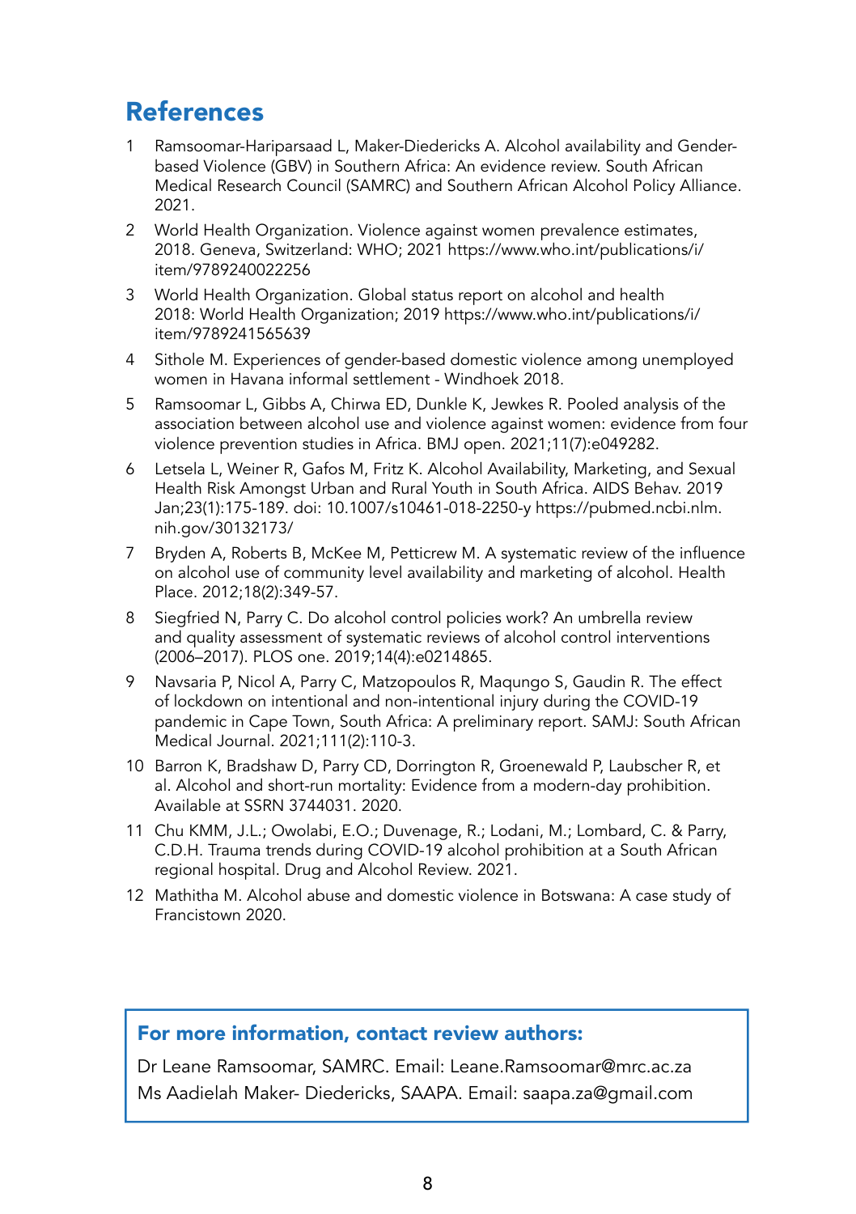## References

1. Ramsoomar-Hariparsaad L, Maker-Diedericks A. Alcohol availability and Gender-based Violence (GBV) in Southern Africa: An evidence review. South African Medical Research Council (SAMRC) and Southern African Alcohol Policy Alliance. 2021.
2. World Health Organization. Violence against women prevalence estimates, 2018. Geneva, Switzerland: WHO; 2021 https://www.who.int/publications/i/item/9789240022256
3. World Health Organization. Global status report on alcohol and health 2018: World Health Organization; 2019 https://www.who.int/publications/i/item/9789241565639
4. Sithole M. Experiences of gender-based domestic violence among unemployed women in Havana informal settlement - Windhoek 2018.
5. Ramsoomar L, Gibbs A, Chirwa ED, Dunkle K, Jewkes R. Pooled analysis of the association between alcohol use and violence against women: evidence from four violence prevention studies in Africa. BMJ open. 2021;11(7):e049282.
6. Letsela L, Weiner R, Gafos M, Fritz K. Alcohol Availability, Marketing, and Sexual Health Risk Amongst Urban and Rural Youth in South Africa. AIDS Behav. 2019 Jan;23(1):175-189. doi: 10.1007/s10461-018-2250-y https://pubmed.ncbi.nlm.nih.gov/30132173/
7. Bryden A, Roberts B, McKee M, Petticrew M. A systematic review of the influence on alcohol use of community level availability and marketing of alcohol. Health Place. 2012;18(2):349-57.
8. Siegfried N, Parry C. Do alcohol control policies work? An umbrella review and quality assessment of systematic reviews of alcohol control interventions (2006–2017). PLOS one. 2019;14(4):e0214865.
9. Navsaria P, Nicol A, Parry C, Matzopoulos R, Maqungo S, Gaudin R. The effect of lockdown on intentional and non-intentional injury during the COVID-19 pandemic in Cape Town, South Africa: A preliminary report. SAMJ: South African Medical Journal. 2021;111(2):110-3.
10. Barron K, Bradshaw D, Parry CD, Dorrington R, Groenewald P, Laubscher R, et al. Alcohol and short-run mortality: Evidence from a modern-day prohibition. Available at SSRN 3744031. 2020.
11. Chu KMM, J.L.; Owolabi, E.O.; Duvenage, R.; Lodani, M.; Lombard, C. & Parry, C.D.H. Trauma trends during COVID-19 alcohol prohibition at a South African regional hospital. Drug and Alcohol Review. 2021.
12. Mathitha M. Alcohol abuse and domestic violence in Botswana: A case study of Francistown 2020.

**For more information, contact review authors:**

Dr Leane Ramsoomar, SAMRC. Email: Leane.Ramsoomar@mrc.ac.za
Ms Aadielah Maker- Diedericks, SAAPA. Email: saapa.za@gmail.com